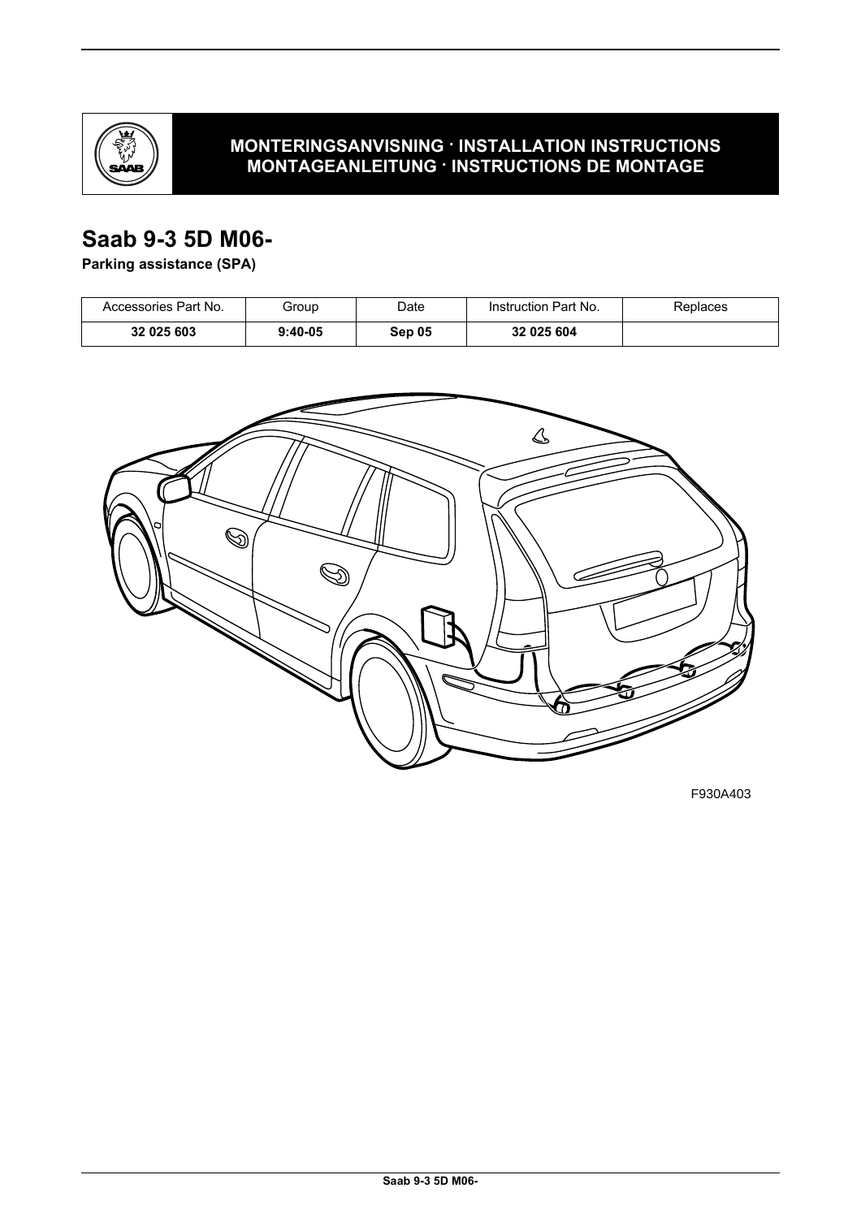**MONTERINGSANVISNING · INSTALLATION INSTRUCTIONS**
**MONTAGEANLEITUNG · INSTRUCTIONS DE MONTAGE**

# Saab 9-3 5D M06-

**Parking assistance (SPA)**

| Accessories Part No. | Group | Date | Instruction Part No. | Replaces |
|---|---|---|---|---|
| **32 025 603** | **9:40-05** | **Sep 05** | **32 025 604** | |

F930A403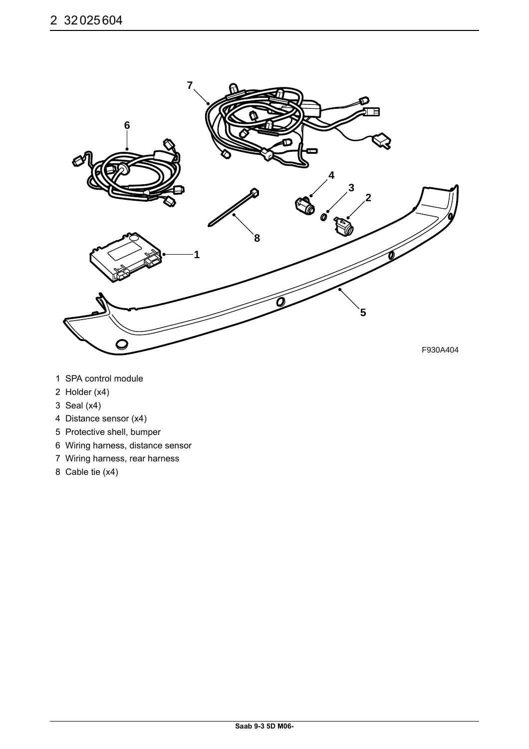F930A404

1 SPA control module
2 Holder (x4)
3 Seal (x4)
4 Distance sensor (x4)
5 Protective shell, bumper
6 Wiring harness, distance sensor
7 Wiring harness, rear harness
8 Cable tie (x4)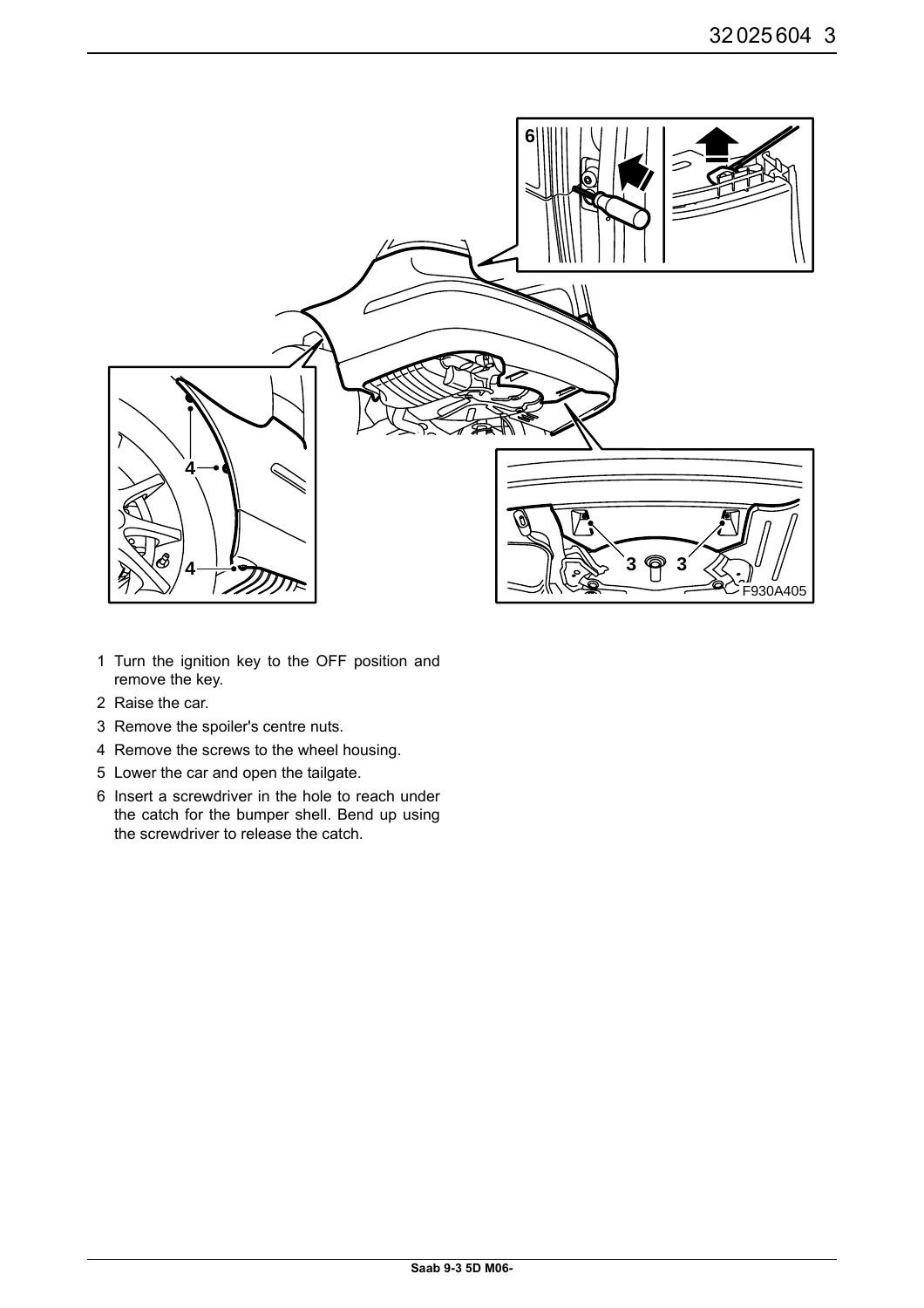1. Turn the ignition key to the OFF position and remove the key.
2. Raise the car.
3. Remove the spoiler's centre nuts.
4. Remove the screws to the wheel housing.
5. Lower the car and open the tailgate.
6. Insert a screwdriver in the hole to reach under the catch for the bumper shell. Bend up using the screwdriver to release the catch.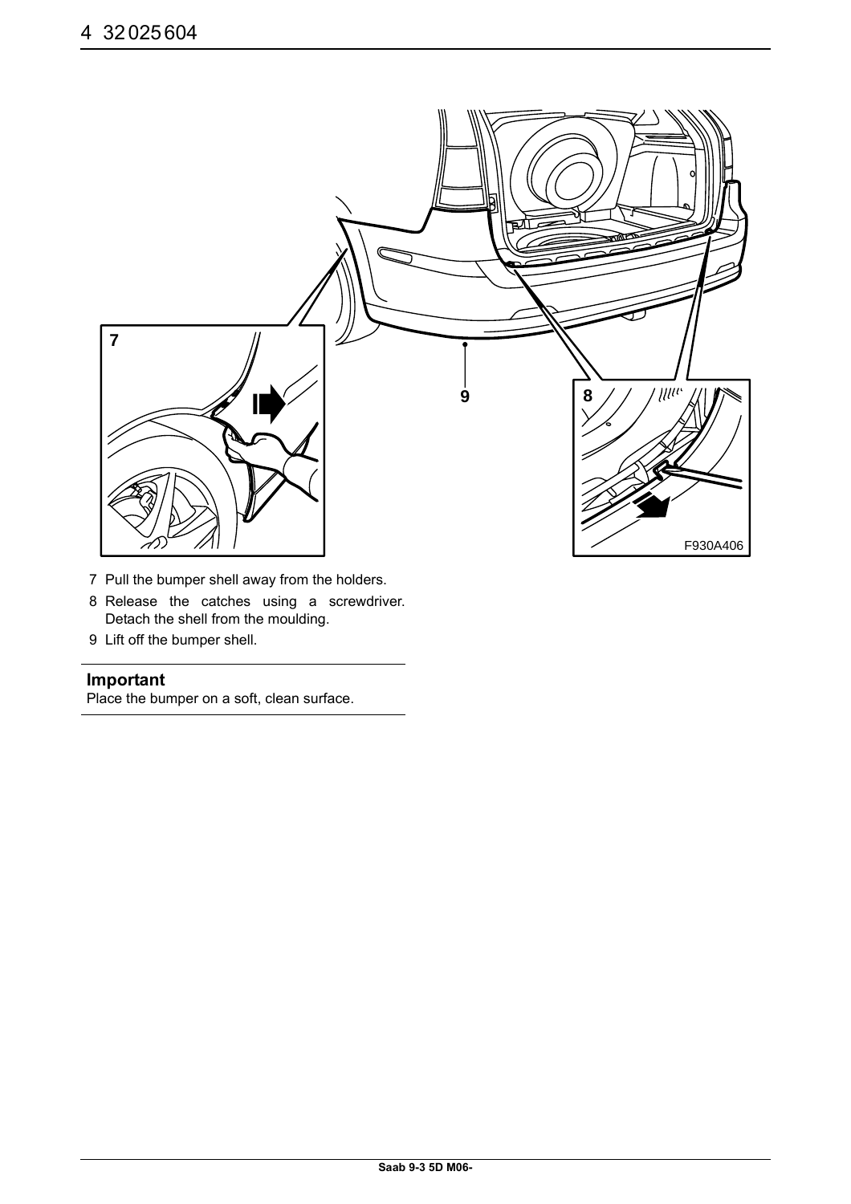7 Pull the bumper shell away from the holders.

8 Release the catches using a screwdriver. Detach the shell from the moulding.

9 Lift off the bumper shell.

**Important**

Place the bumper on a soft, clean surface.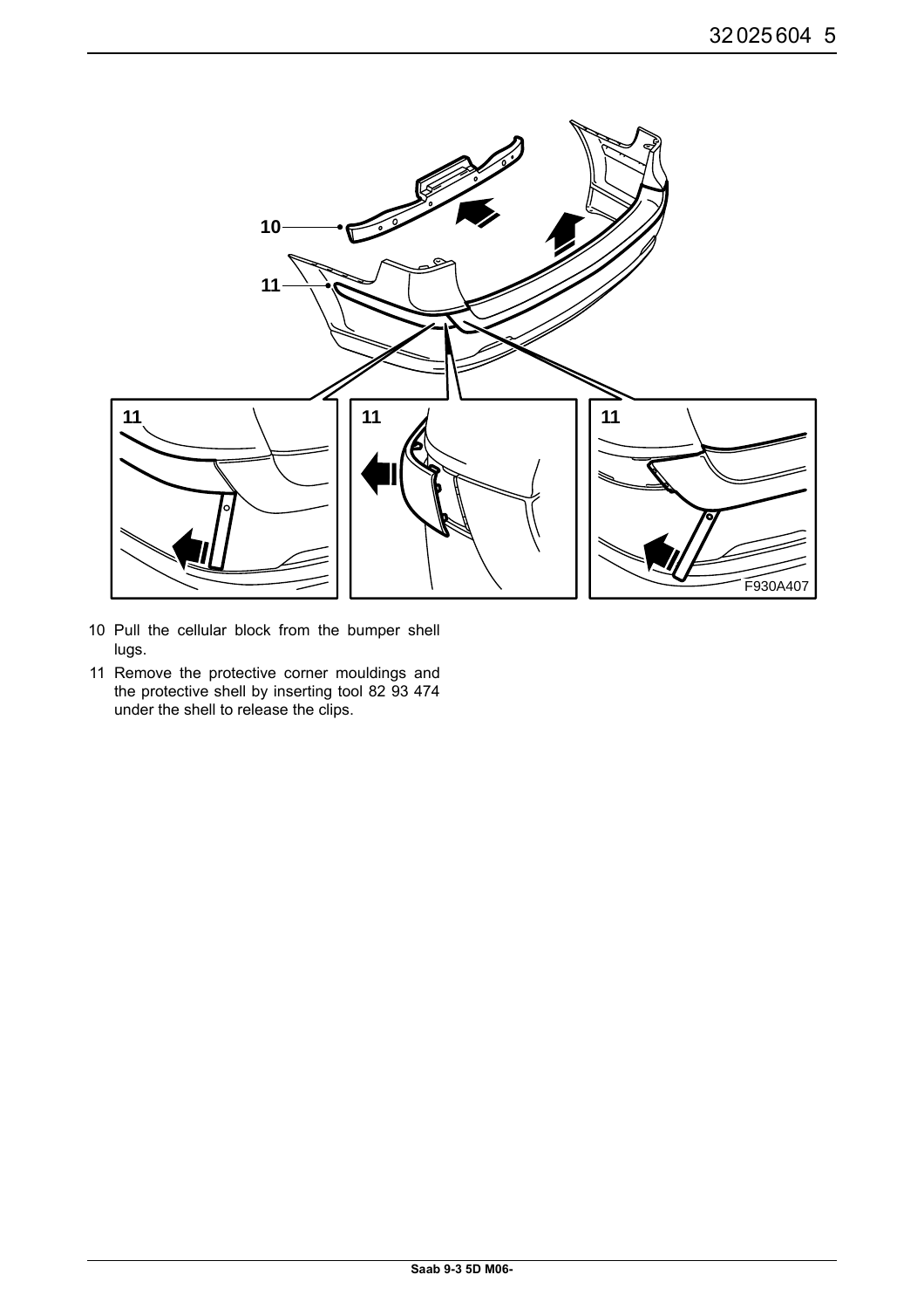10 Pull the cellular block from the bumper shell lugs.

11 Remove the protective corner mouldings and the protective shell by inserting tool 82 93 474 under the shell to release the clips.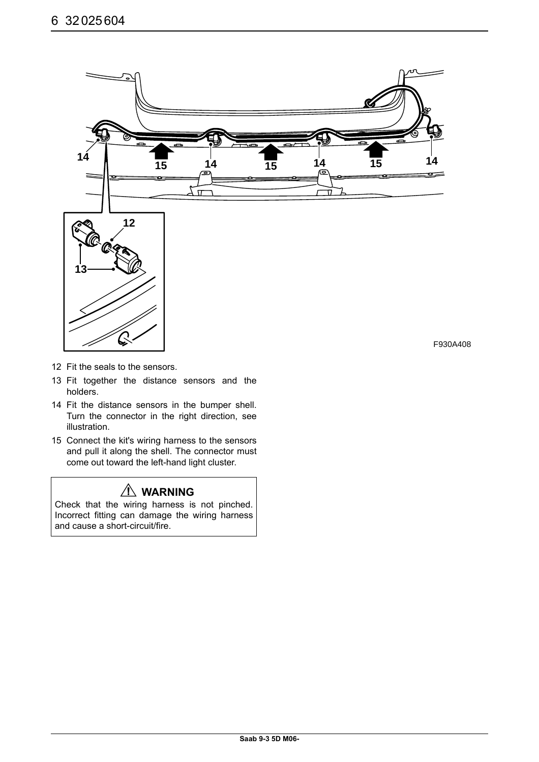F930A408

12 Fit the seals to the sensors.

13 Fit together the distance sensors and the holders.

14 Fit the distance sensors in the bumper shell. Turn the connector in the right direction, see illustration.

15 Connect the kit's wiring harness to the sensors and pull it along the shell. The connector must come out toward the left-hand light cluster.

**⚠ WARNING**

Check that the wiring harness is not pinched. Incorrect fitting can damage the wiring harness and cause a short-circuit/fire.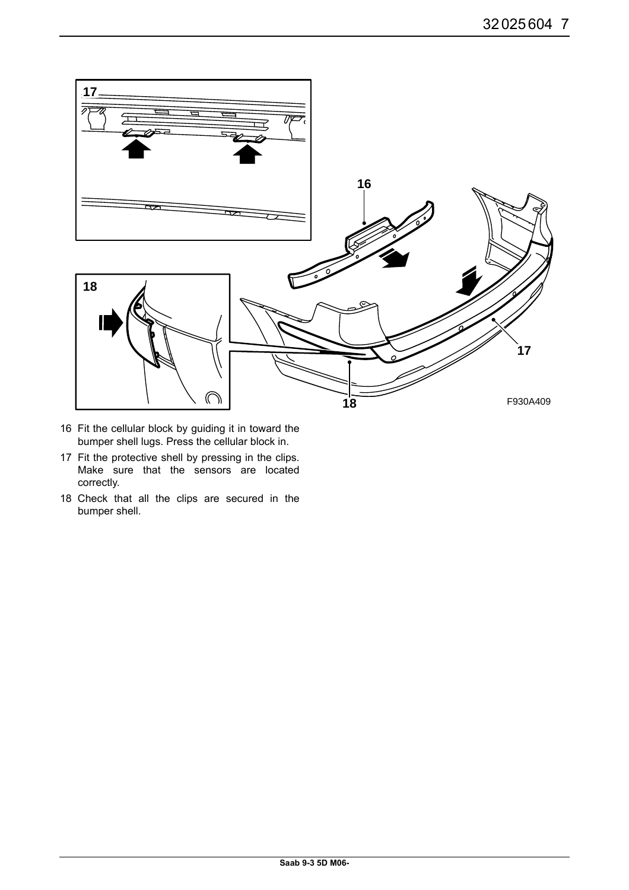16 Fit the cellular block by guiding it in toward the bumper shell lugs. Press the cellular block in.

17 Fit the protective shell by pressing in the clips. Make sure that the sensors are located correctly.

18 Check that all the clips are secured in the bumper shell.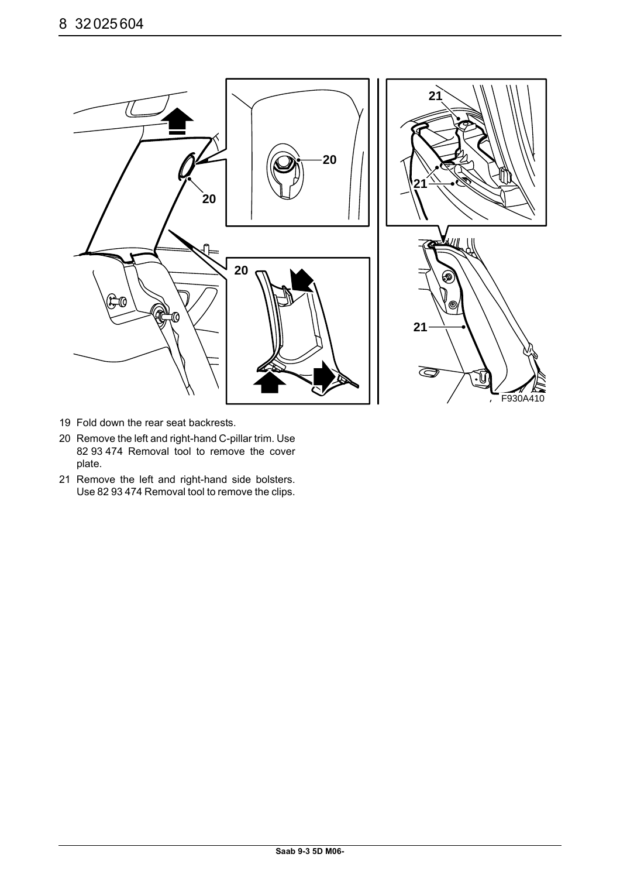19 Fold down the rear seat backrests.

20 Remove the left and right-hand C-pillar trim. Use 82 93 474 Removal tool to remove the cover plate.

21 Remove the left and right-hand side bolsters. Use 82 93 474 Removal tool to remove the clips.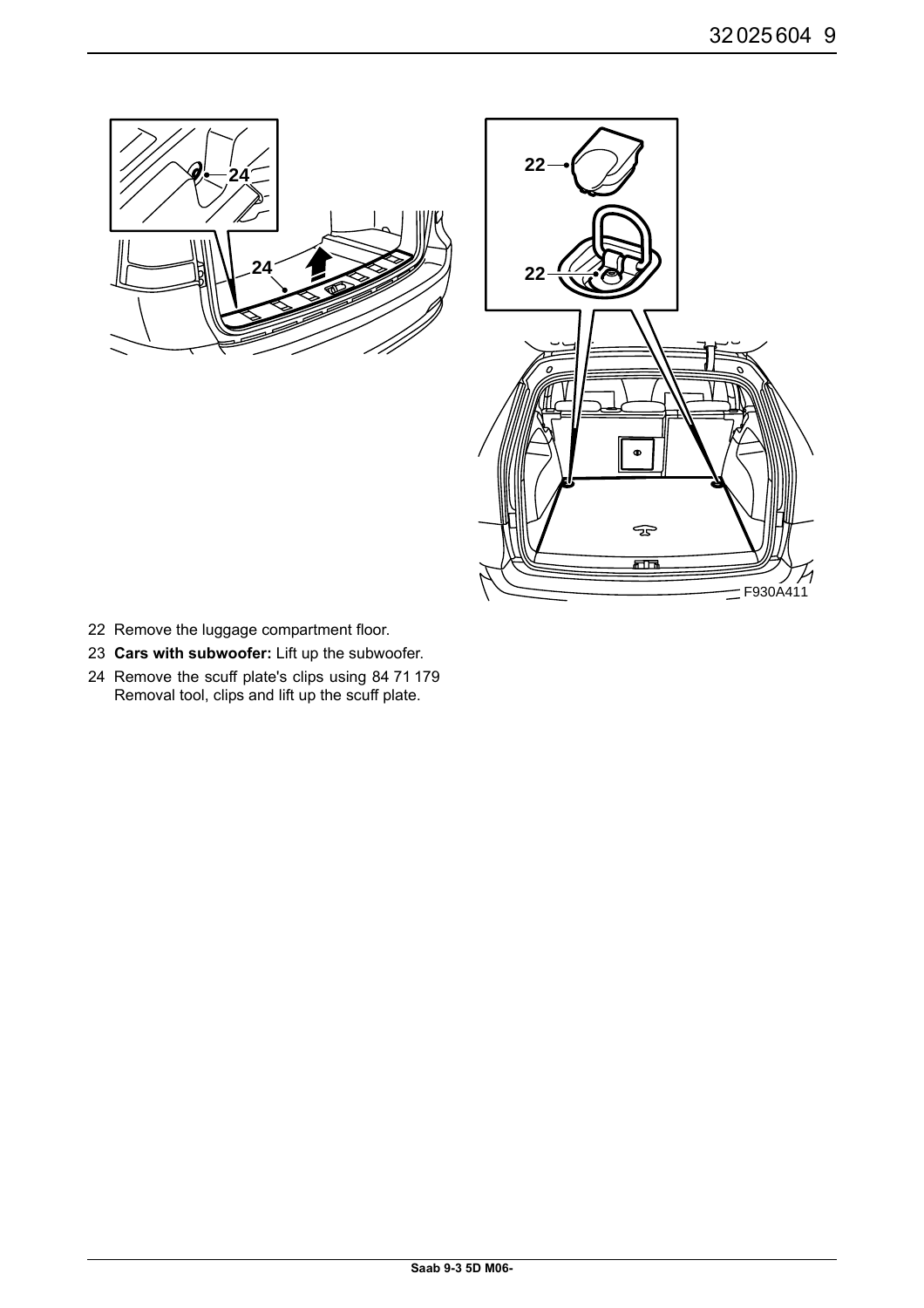22 Remove the luggage compartment floor.

23 **Cars with subwoofer:** Lift up the subwoofer.

24 Remove the scuff plate's clips using 84 71 179 Removal tool, clips and lift up the scuff plate.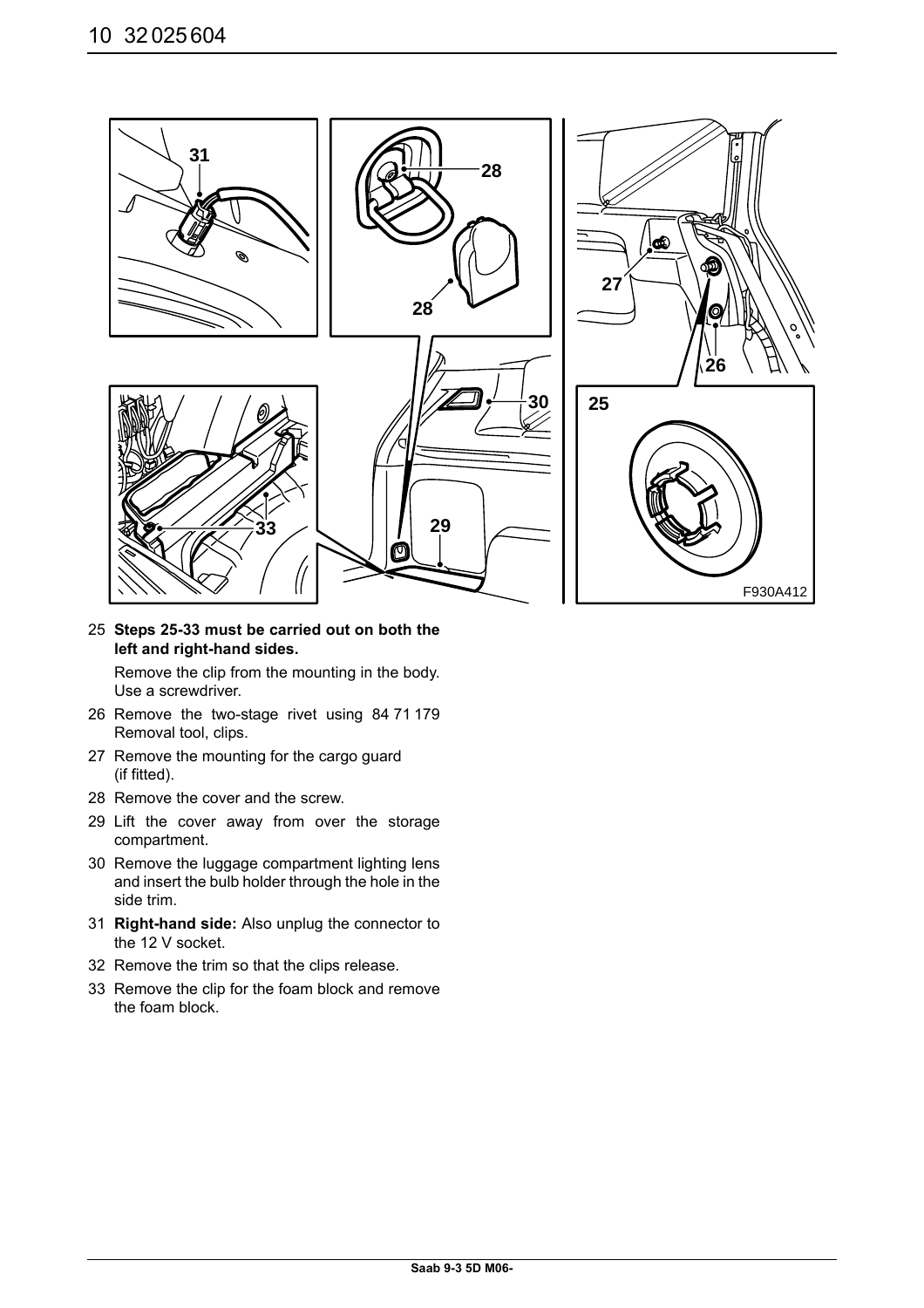25 **Steps 25-33 must be carried out on both the left and right-hand sides.**

Remove the clip from the mounting in the body. Use a screwdriver.

26 Remove the two-stage rivet using 84 71 179 Removal tool, clips.

27 Remove the mounting for the cargo guard (if fitted).

28 Remove the cover and the screw.

29 Lift the cover away from over the storage compartment.

30 Remove the luggage compartment lighting lens and insert the bulb holder through the hole in the side trim.

31 **Right-hand side:** Also unplug the connector to the 12 V socket.

32 Remove the trim so that the clips release.

33 Remove the clip for the foam block and remove the foam block.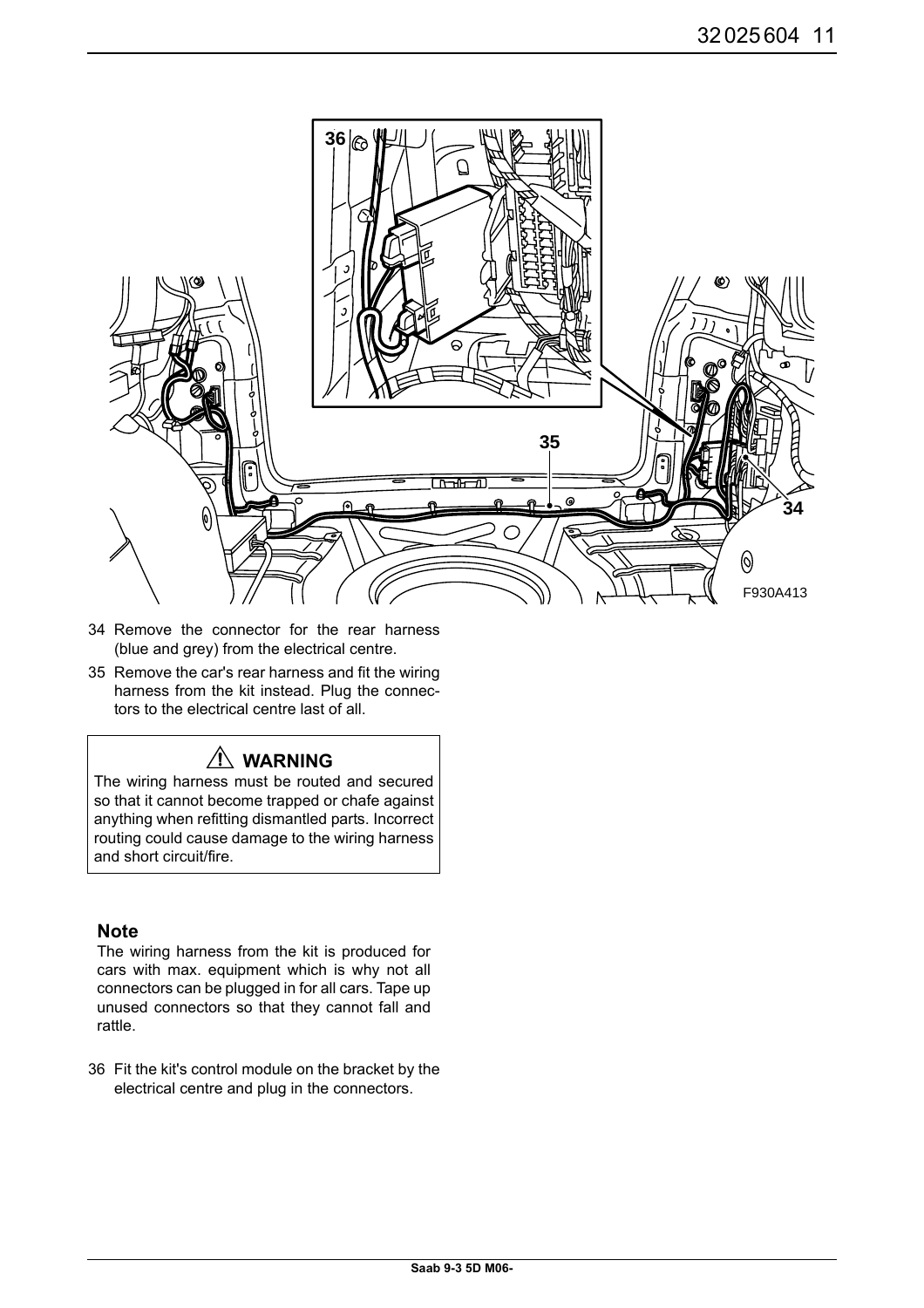34 Remove the connector for the rear harness (blue and grey) from the electrical centre.

35 Remove the car's rear harness and fit the wiring harness from the kit instead. Plug the connectors to the electrical centre last of all.

> **⚠ WARNING**
>
> The wiring harness must be routed and secured so that it cannot become trapped or chafe against anything when refitting dismantled parts. Incorrect routing could cause damage to the wiring harness and short circuit/fire.

**Note**

The wiring harness from the kit is produced for cars with max. equipment which is why not all connectors can be plugged in for all cars. Tape up unused connectors so that they cannot fall and rattle.

36 Fit the kit's control module on the bracket by the electrical centre and plug in the connectors.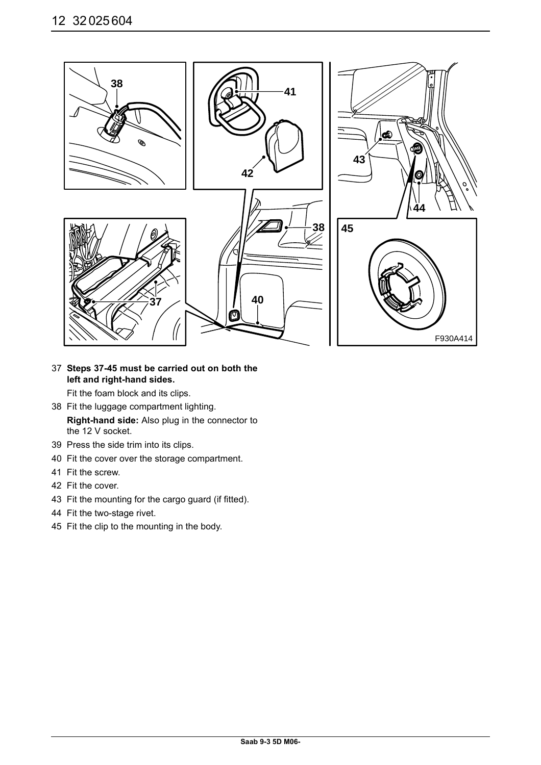37 **Steps 37-45 must be carried out on both the left and right-hand sides.**

Fit the foam block and its clips.

38 Fit the luggage compartment lighting.

**Right-hand side:** Also plug in the connector to the 12 V socket.

39 Press the side trim into its clips.

40 Fit the cover over the storage compartment.

41 Fit the screw.

42 Fit the cover.

43 Fit the mounting for the cargo guard (if fitted).

44 Fit the two-stage rivet.

45 Fit the clip to the mounting in the body.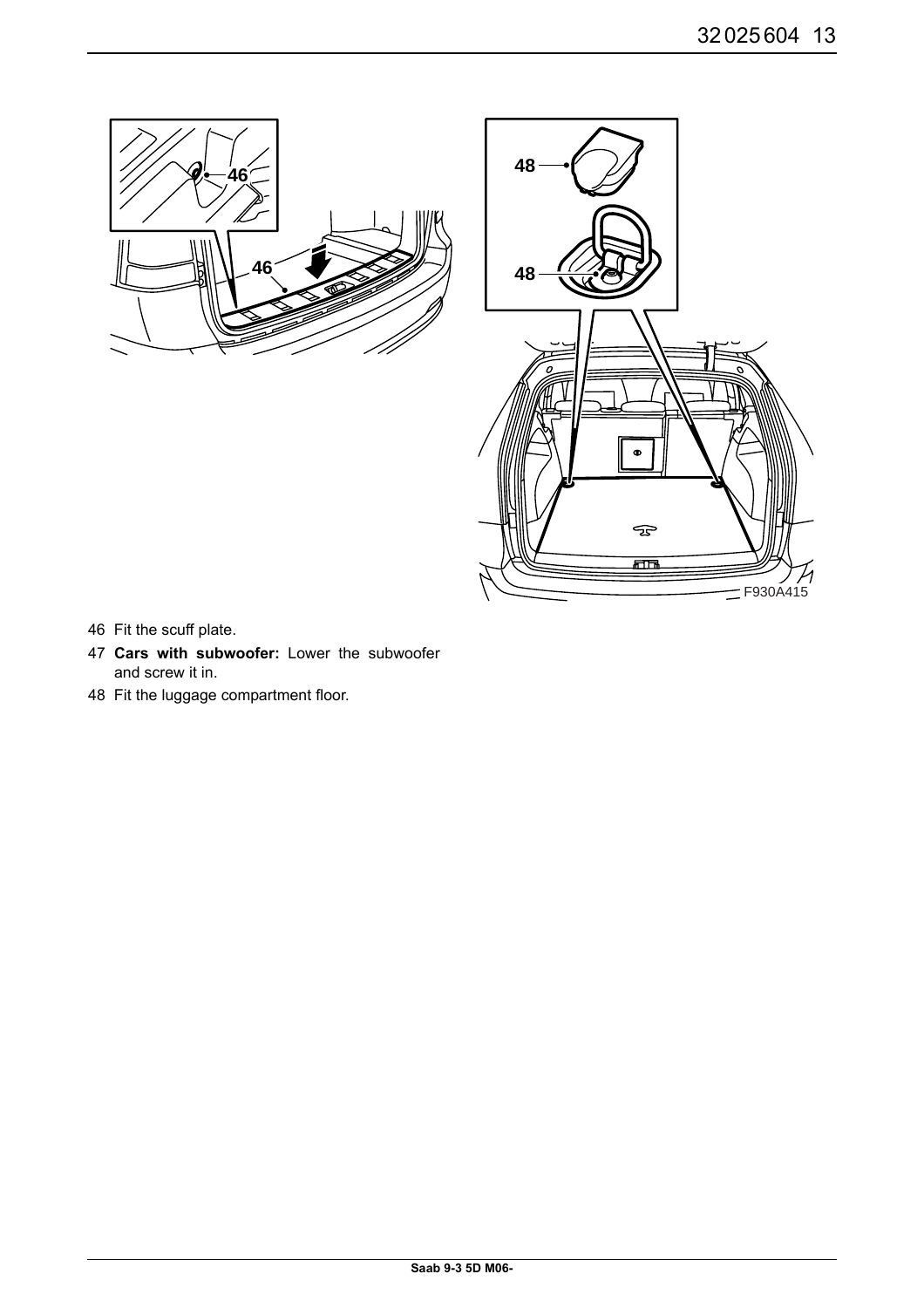46 Fit the scuff plate.

47 **Cars with subwoofer:** Lower the subwoofer and screw it in.

48 Fit the luggage compartment floor.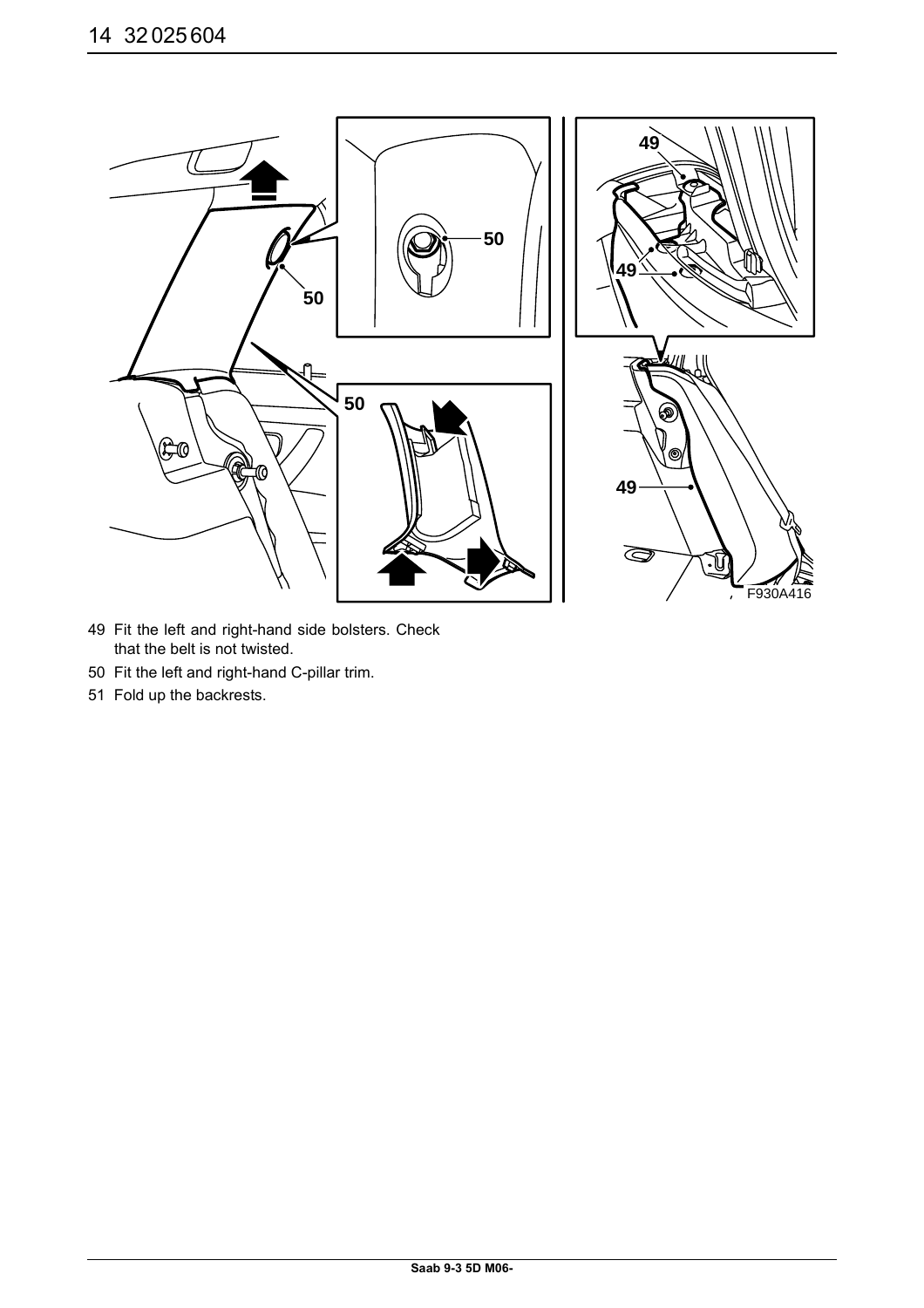49 Fit the left and right-hand side bolsters. Check that the belt is not twisted.

50 Fit the left and right-hand C-pillar trim.

51 Fold up the backrests.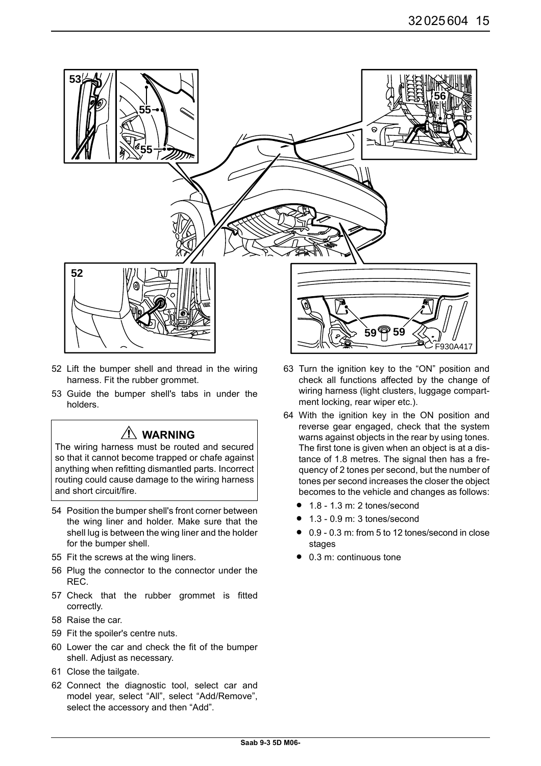52 Lift the bumper shell and thread in the wiring harness. Fit the rubber grommet.

53 Guide the bumper shell's tabs in under the holders.

> ⚠ **WARNING**
>
> The wiring harness must be routed and secured so that it cannot become trapped or chafe against anything when refitting dismantled parts. Incorrect routing could cause damage to the wiring harness and short circuit/fire.

54 Position the bumper shell's front corner between the wing liner and holder. Make sure that the shell lug is between the wing liner and the holder for the bumper shell.

55 Fit the screws at the wing liners.

56 Plug the connector to the connector under the REC.

57 Check that the rubber grommet is fitted correctly.

58 Raise the car.

59 Fit the spoiler's centre nuts.

60 Lower the car and check the fit of the bumper shell. Adjust as necessary.

61 Close the tailgate.

62 Connect the diagnostic tool, select car and model year, select "All", select "Add/Remove", select the accessory and then "Add".

63 Turn the ignition key to the "ON" position and check all functions affected by the change of wiring harness (light clusters, luggage compartment locking, rear wiper etc.).

64 With the ignition key in the ON position and reverse gear engaged, check that the system warns against objects in the rear by using tones. The first tone is given when an object is at a distance of 1.8 metres. The signal then has a frequency of 2 tones per second, but the number of tones per second increases the closer the object becomes to the vehicle and changes as follows:

- 1.8 - 1.3 m: 2 tones/second
- 1.3 - 0.9 m: 3 tones/second
- 0.9 - 0.3 m: from 5 to 12 tones/second in close stages
- 0.3 m: continuous tone